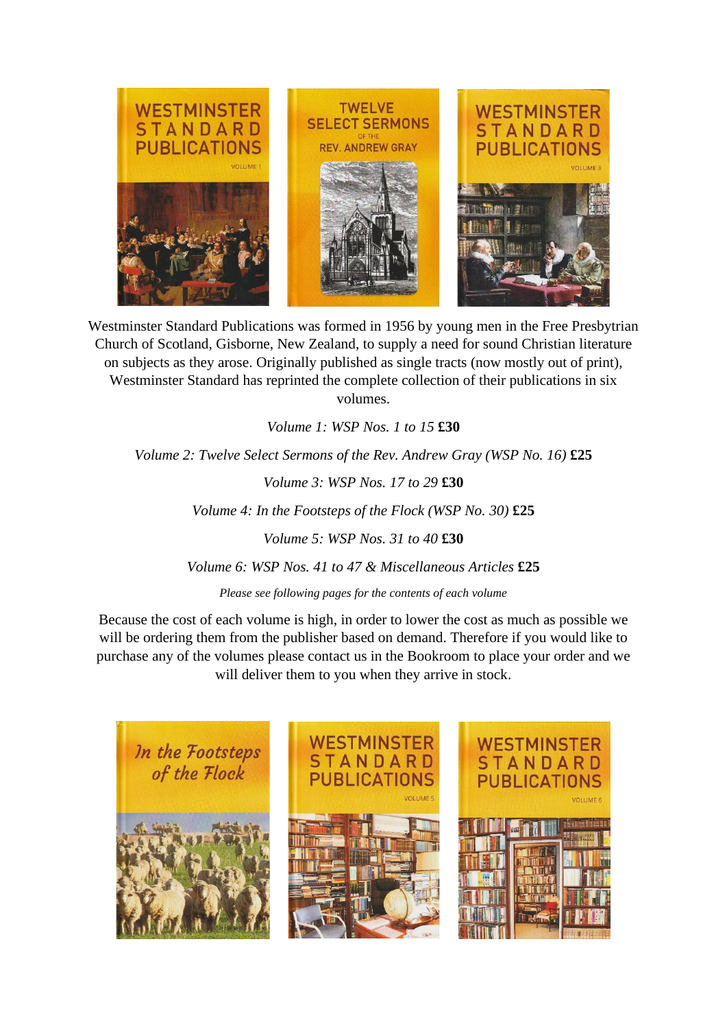Westminster Standard Publications was formed in 1956 by young men in the Free Presbytrian Church of Scotland, Gisborne, New Zealand, to supply a need for sound Christian literature on subjects as they arose. Originally published as single tracts (now mostly out of print), Westminster Standard has reprinted the complete collection of their publications in six volumes.

*Volume 1: WSP Nos. 1 to 15* **£30**

*Volume 2: Twelve Select Sermons of the Rev. Andrew Gray (WSP No. 16)* **£25**

*Volume 3: WSP Nos. 17 to 29* **£30**

*Volume 4: In the Footsteps of the Flock (WSP No. 30)* **£25**

*Volume 5: WSP Nos. 31 to 40* **£30**

*Volume 6: WSP Nos. 41 to 47 & Miscellaneous Articles* **£25**

*Please see following pages for the contents of each volume*

Because the cost of each volume is high, in order to lower the cost as much as possible we will be ordering them from the publisher based on demand. Therefore if you would like to purchase any of the volumes please contact us in the Bookroom to place your order and we will deliver them to you when they arrive in stock.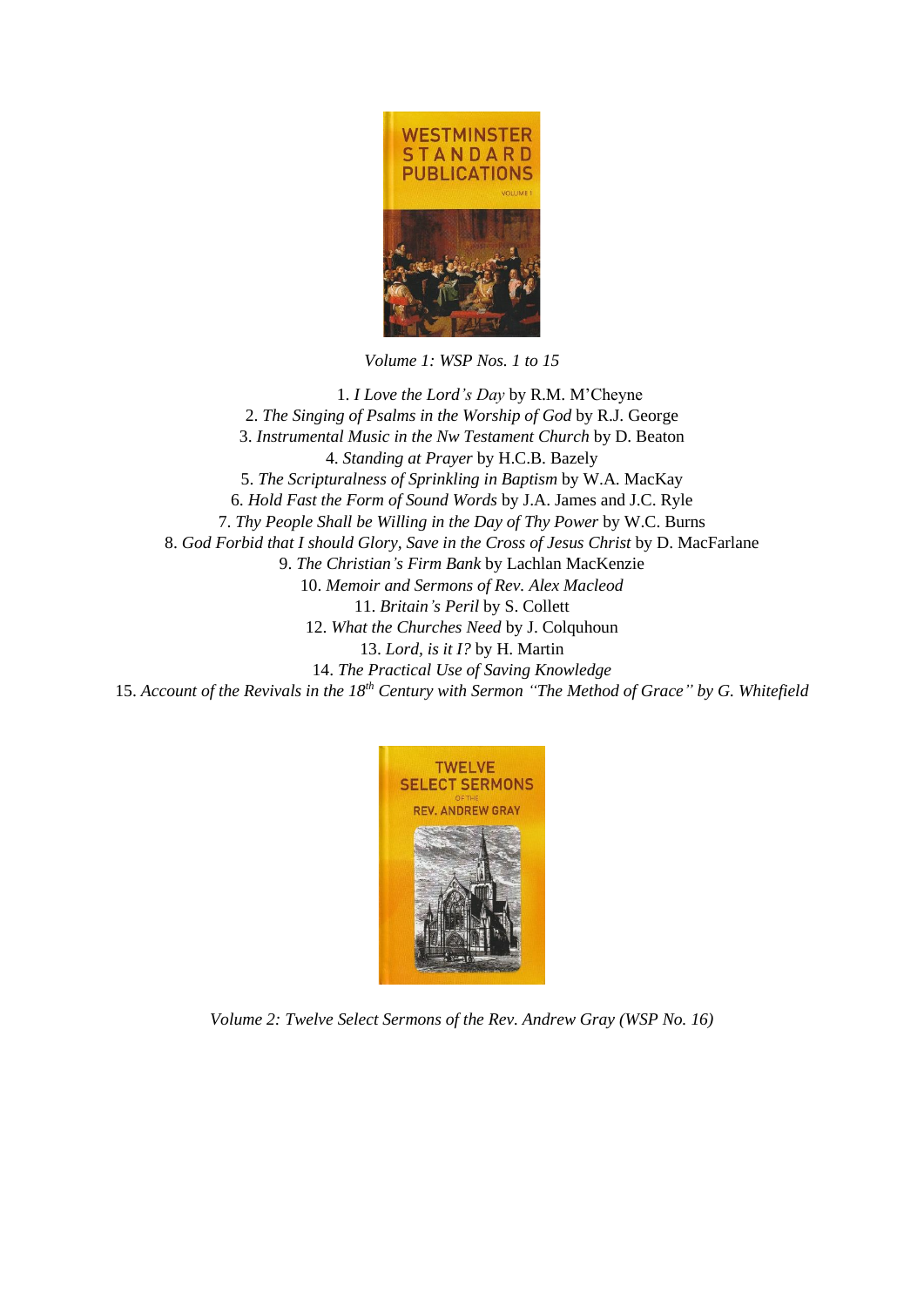*Volume 1: WSP Nos. 1 to 15*

1. *I Love the Lord's Day* by R.M. M'Cheyne
2. *The Singing of Psalms in the Worship of God* by R.J. George
3. *Instrumental Music in the Nw Testament Church* by D. Beaton
4. *Standing at Prayer* by H.C.B. Bazely
5. *The Scripturalness of Sprinkling in Baptism* by W.A. MacKay
6. *Hold Fast the Form of Sound Words* by J.A. James and J.C. Ryle
7. *Thy People Shall be Willing in the Day of Thy Power* by W.C. Burns
8. *God Forbid that I should Glory, Save in the Cross of Jesus Christ* by D. MacFarlane
9. *The Christian's Firm Bank* by Lachlan MacKenzie
10. *Memoir and Sermons of Rev. Alex Macleod*
11. *Britain's Peril* by S. Collett
12. *What the Churches Need* by J. Colquhoun
13. *Lord, is it I?* by H. Martin
14. *The Practical Use of Saving Knowledge*
15. *Account of the Revivals in the 18th Century with Sermon "The Method of Grace" by G. Whitefield*

*Volume 2: Twelve Select Sermons of the Rev. Andrew Gray (WSP No. 16)*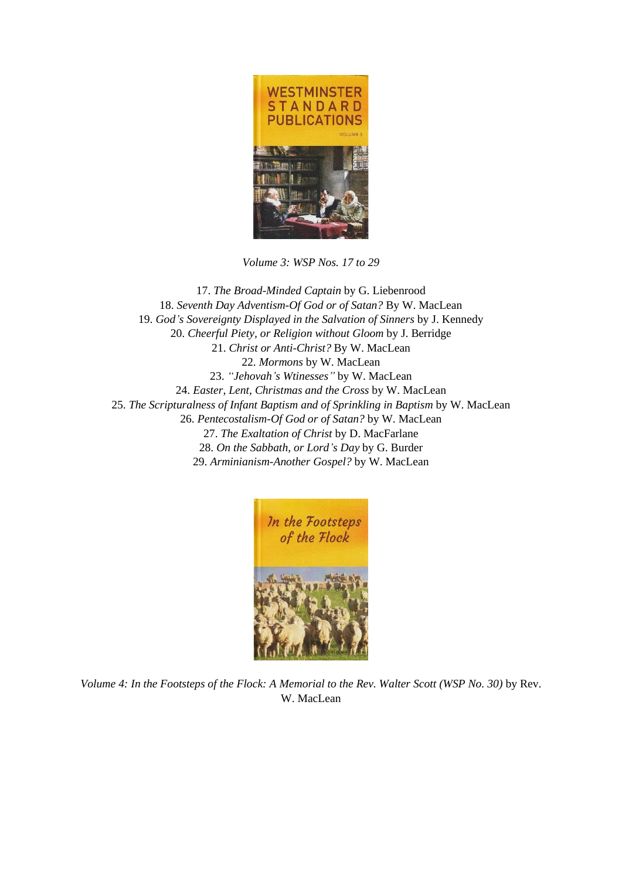*Volume 3: WSP Nos. 17 to 29*

17. *The Broad-Minded Captain* by G. Liebenrood
18. *Seventh Day Adventism-Of God or of Satan?* By W. MacLean
19. *God's Sovereignty Displayed in the Salvation of Sinners* by J. Kennedy
20. *Cheerful Piety, or Religion without Gloom* by J. Berridge
21. *Christ or Anti-Christ?* By W. MacLean
22. *Mormons* by W. MacLean
23. *"Jehovah's Wtinesses"* by W. MacLean
24. *Easter, Lent, Christmas and the Cross* by W. MacLean
25. *The Scripturalness of Infant Baptism and of Sprinkling in Baptism* by W. MacLean
26. *Pentecostalism-Of God or of Satan?* by W. MacLean
27. *The Exaltation of Christ* by D. MacFarlane
28. *On the Sabbath, or Lord's Day* by G. Burder
29. *Arminianism-Another Gospel?* by W. MacLean

*Volume 4: In the Footsteps of the Flock: A Memorial to the Rev. Walter Scott (WSP No. 30)* by Rev. W. MacLean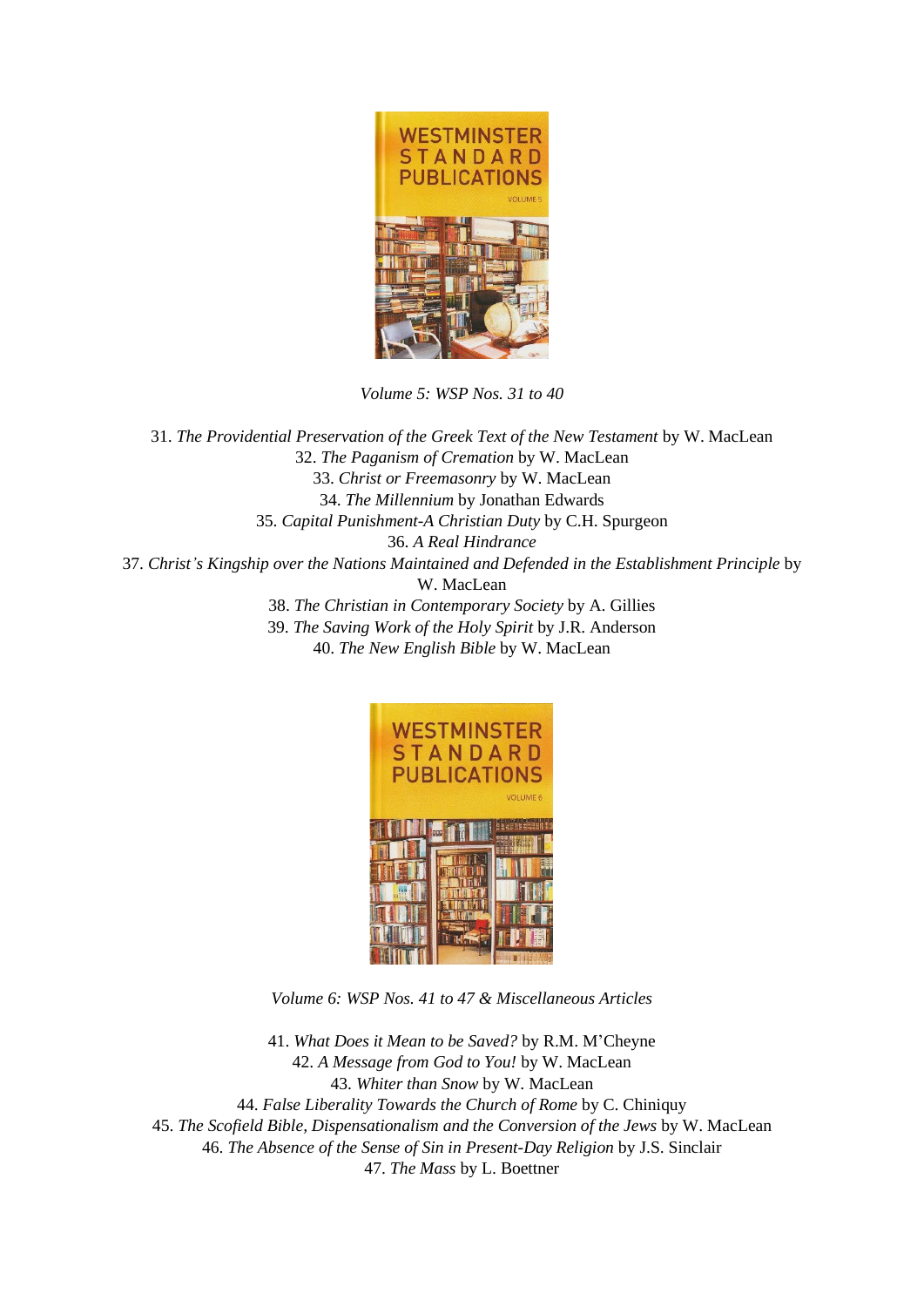*Volume 5: WSP Nos. 31 to 40*

31. *The Providential Preservation of the Greek Text of the New Testament* by W. MacLean
32. *The Paganism of Cremation* by W. MacLean
33. *Christ or Freemasonry* by W. MacLean
34. *The Millennium* by Jonathan Edwards
35. *Capital Punishment-A Christian Duty* by C.H. Spurgeon
36. *A Real Hindrance*
37. *Christ's Kingship over the Nations Maintained and Defended in the Establishment Principle* by W. MacLean
38. *The Christian in Contemporary Society* by A. Gillies
39. *The Saving Work of the Holy Spirit* by J.R. Anderson
40. *The New English Bible* by W. MacLean

*Volume 6: WSP Nos. 41 to 47 & Miscellaneous Articles*

41. *What Does it Mean to be Saved?* by R.M. M'Cheyne
42. *A Message from God to You!* by W. MacLean
43. *Whiter than Snow* by W. MacLean
44. *False Liberality Towards the Church of Rome* by C. Chiniquy
45. *The Scofield Bible, Dispensationalism and the Conversion of the Jews* by W. MacLean
46. *The Absence of the Sense of Sin in Present-Day Religion* by J.S. Sinclair
47. *The Mass* by L. Boettner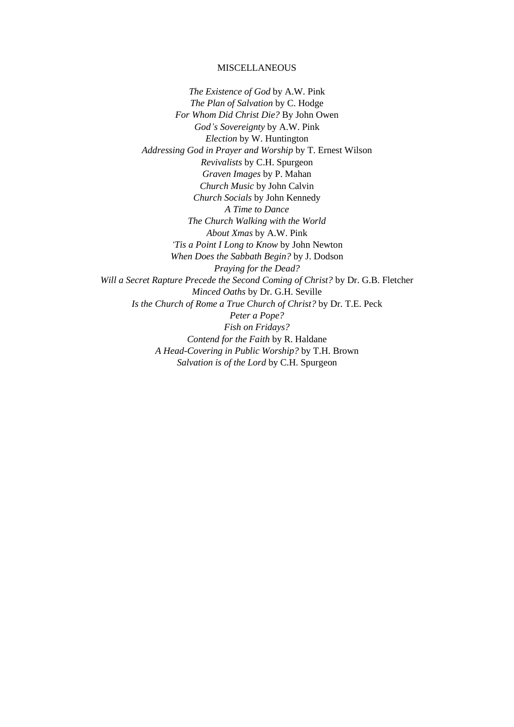MISCELLANEOUS

*The Existence of God* by A.W. Pink
*The Plan of Salvation* by C. Hodge
*For Whom Did Christ Die?* By John Owen
*God's Sovereignty* by A.W. Pink
*Election* by W. Huntington
*Addressing God in Prayer and Worship* by T. Ernest Wilson
*Revivalists* by C.H. Spurgeon
*Graven Images* by P. Mahan
*Church Music* by John Calvin
*Church Socials* by John Kennedy
*A Time to Dance*
*The Church Walking with the World*
*About Xmas* by A.W. Pink
*'Tis a Point I Long to Know* by John Newton
*When Does the Sabbath Begin?* by J. Dodson
*Praying for the Dead?*
*Will a Secret Rapture Precede the Second Coming of Christ?* by Dr. G.B. Fletcher
*Minced Oaths* by Dr. G.H. Seville
*Is the Church of Rome a True Church of Christ?* by Dr. T.E. Peck
*Peter a Pope?*
*Fish on Fridays?*
*Contend for the Faith* by R. Haldane
*A Head-Covering in Public Worship?* by T.H. Brown
*Salvation is of the Lord* by C.H. Spurgeon